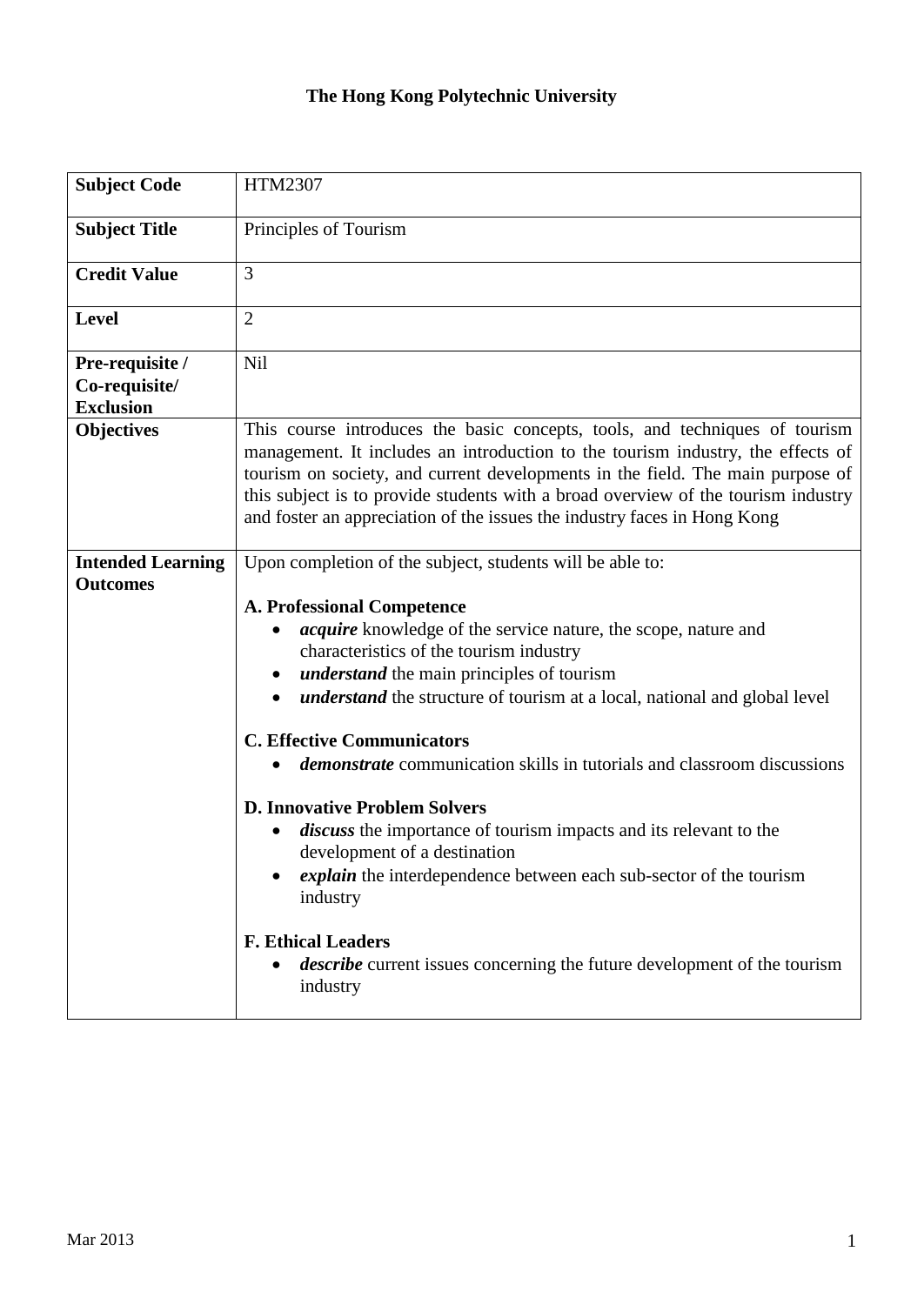# The Hong Kong Polytechnic University

| | |
|---|---|
| **Subject Code** | HTM2307 |
| **Subject Title** | Principles of Tourism |
| **Credit Value** | 3 |
| **Level** | 2 |
| **Pre-requisite / Co-requisite/ Exclusion** | Nil |
| **Objectives** | This course introduces the basic concepts, tools, and techniques of tourism management. It includes an introduction to the tourism industry, the effects of tourism on society, and current developments in the field. The main purpose of this subject is to provide students with a broad overview of the tourism industry and foster an appreciation of the issues the industry faces in Hong Kong |
| **Intended Learning Outcomes** | Upon completion of the subject, students will be able to:<br><br>**A. Professional Competence**<br>• ***acquire*** knowledge of the service nature, the scope, nature and characteristics of the tourism industry<br>• ***understand*** the main principles of tourism<br>• ***understand*** the structure of tourism at a local, national and global level<br><br>**C. Effective Communicators**<br>• ***demonstrate*** communication skills in tutorials and classroom discussions<br><br>**D. Innovative Problem Solvers**<br>• ***discuss*** the importance of tourism impacts and its relevant to the development of a destination<br>• ***explain*** the interdependence between each sub-sector of the tourism industry<br><br>**F. Ethical Leaders**<br>• ***describe*** current issues concerning the future development of the tourism industry |

Mar 2013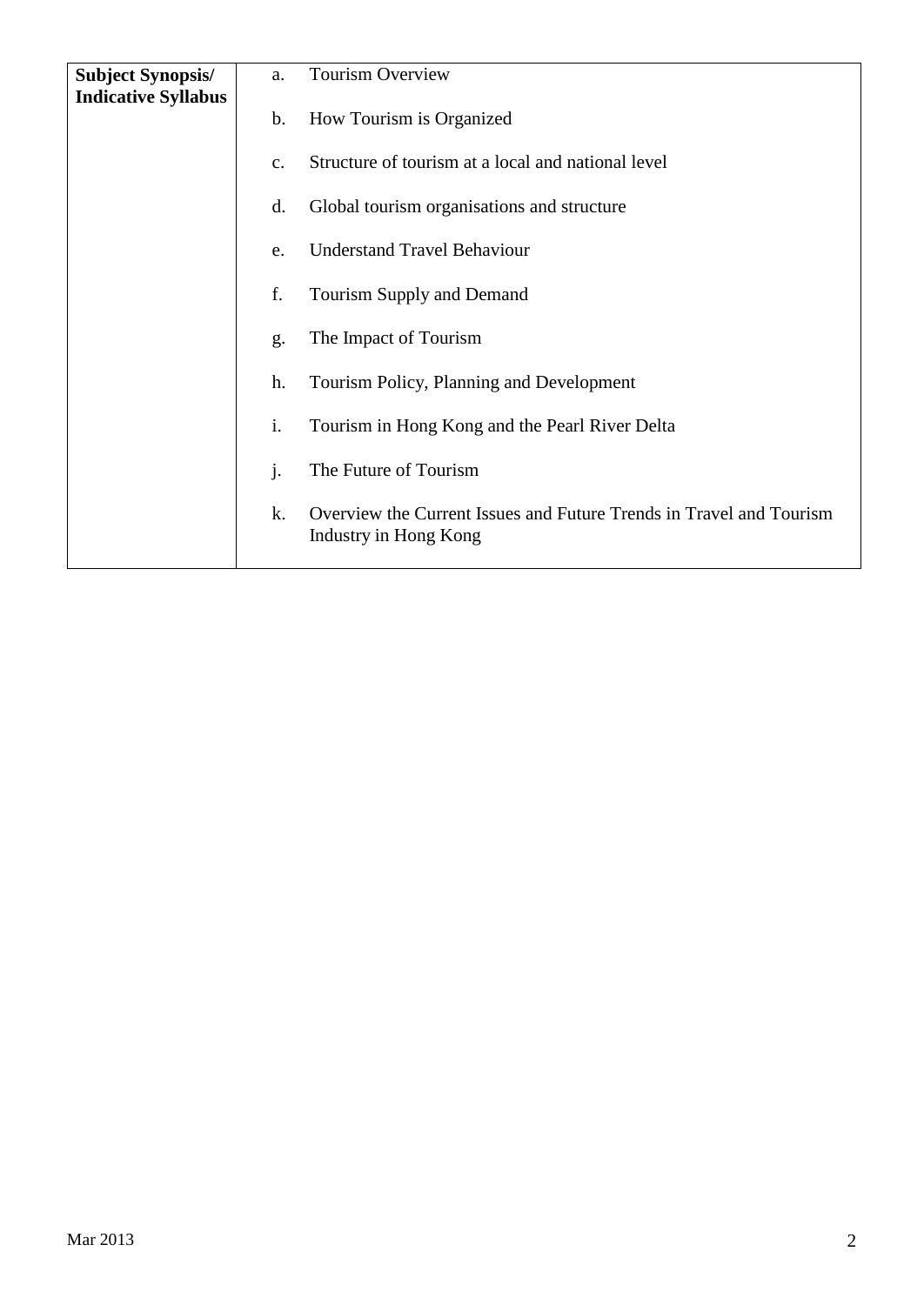| | |
|---|---|
| **Subject Synopsis/ Indicative Syllabus** | a. Tourism Overview<br><br>b. How Tourism is Organized<br><br>c. Structure of tourism at a local and national level<br><br>d. Global tourism organisations and structure<br><br>e. Understand Travel Behaviour<br><br>f. Tourism Supply and Demand<br><br>g. The Impact of Tourism<br><br>h. Tourism Policy, Planning and Development<br><br>i. Tourism in Hong Kong and the Pearl River Delta<br><br>j. The Future of Tourism<br><br>k. Overview the Current Issues and Future Trends in Travel and Tourism Industry in Hong Kong |

Mar 2013